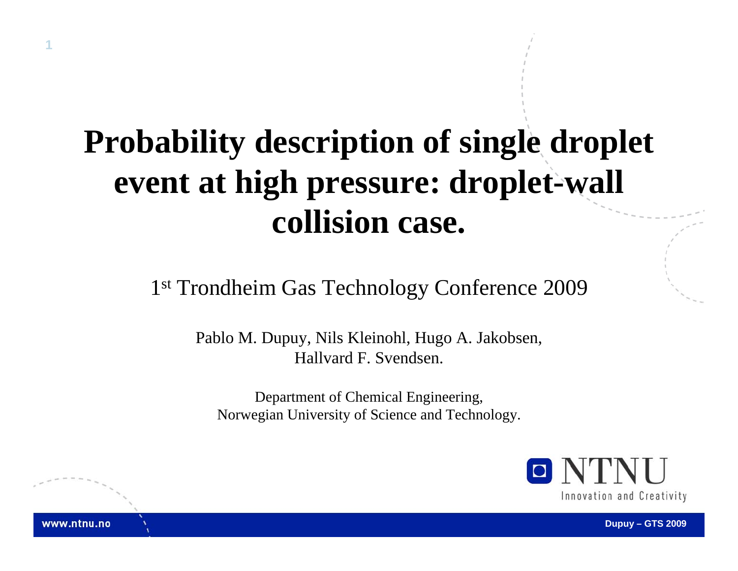# Probability description of single droplet event at high pressure: droplet-wall collision case.

1st Trondheim Gas Technology Conference 2009

Pablo M. Dupuy, Nils Kleinohl, Hugo A. Jakobsen, Hallvard F. Svendsen.

Department of Chemical Engineering,
Norwegian University of Science and Technology.

NTNU
Innovation and Creativity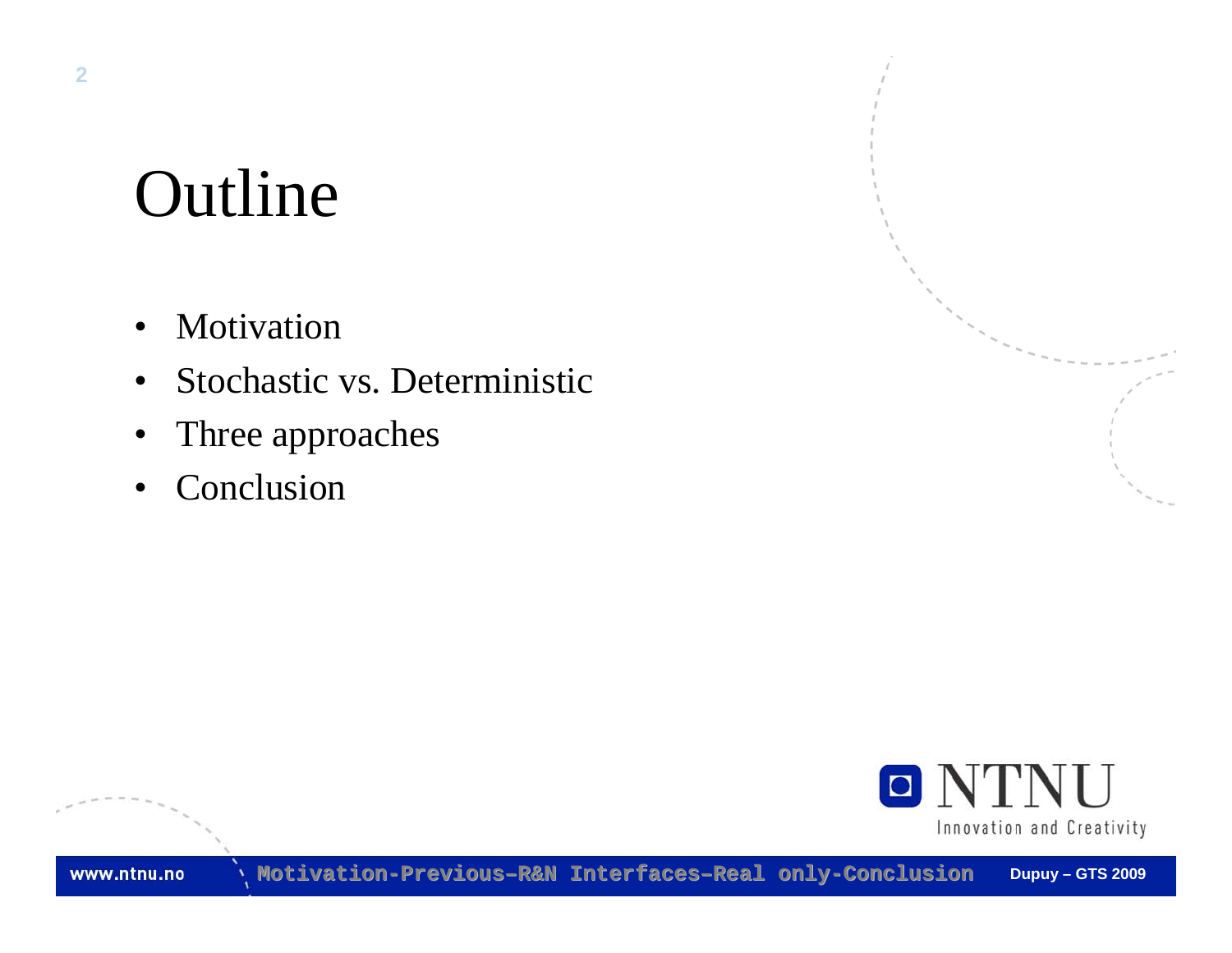# Outline

- Motivation
- Stochastic vs. Deterministic
- Three approaches
- Conclusion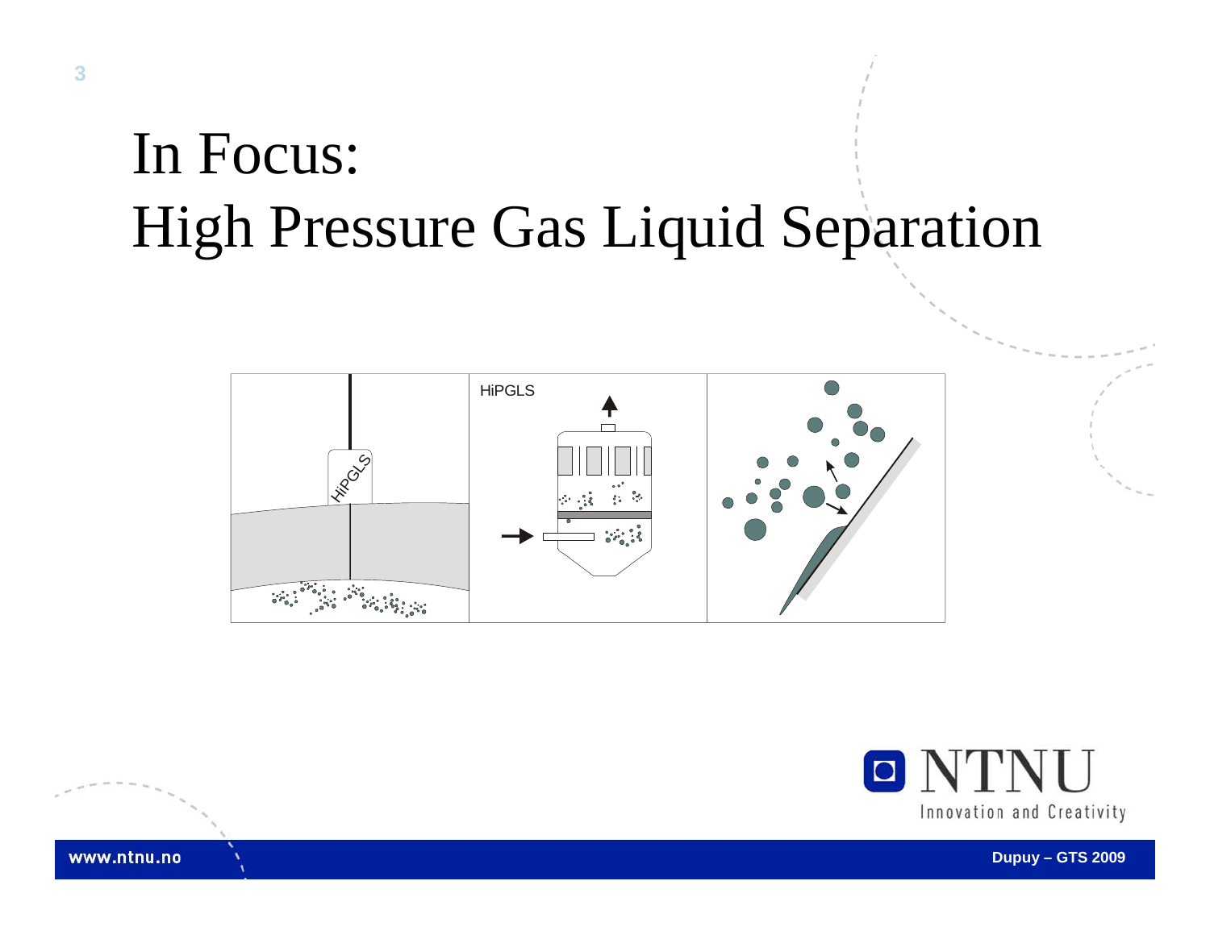# In Focus: High Pressure Gas Liquid Separation

HiPGLS

HiPGLS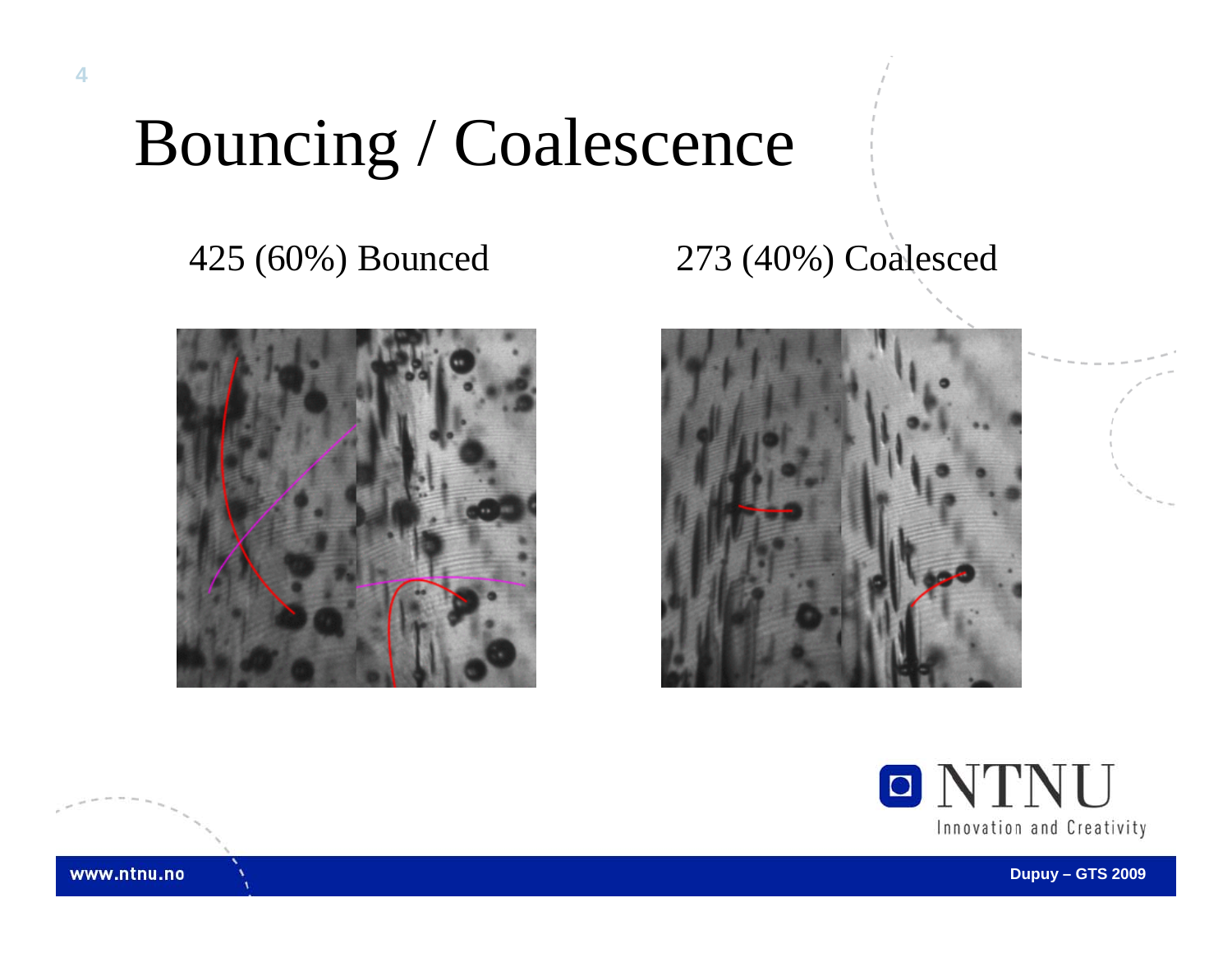# Bouncing / Coalescence

425 (60%) Bounced

273 (40%) Coalesced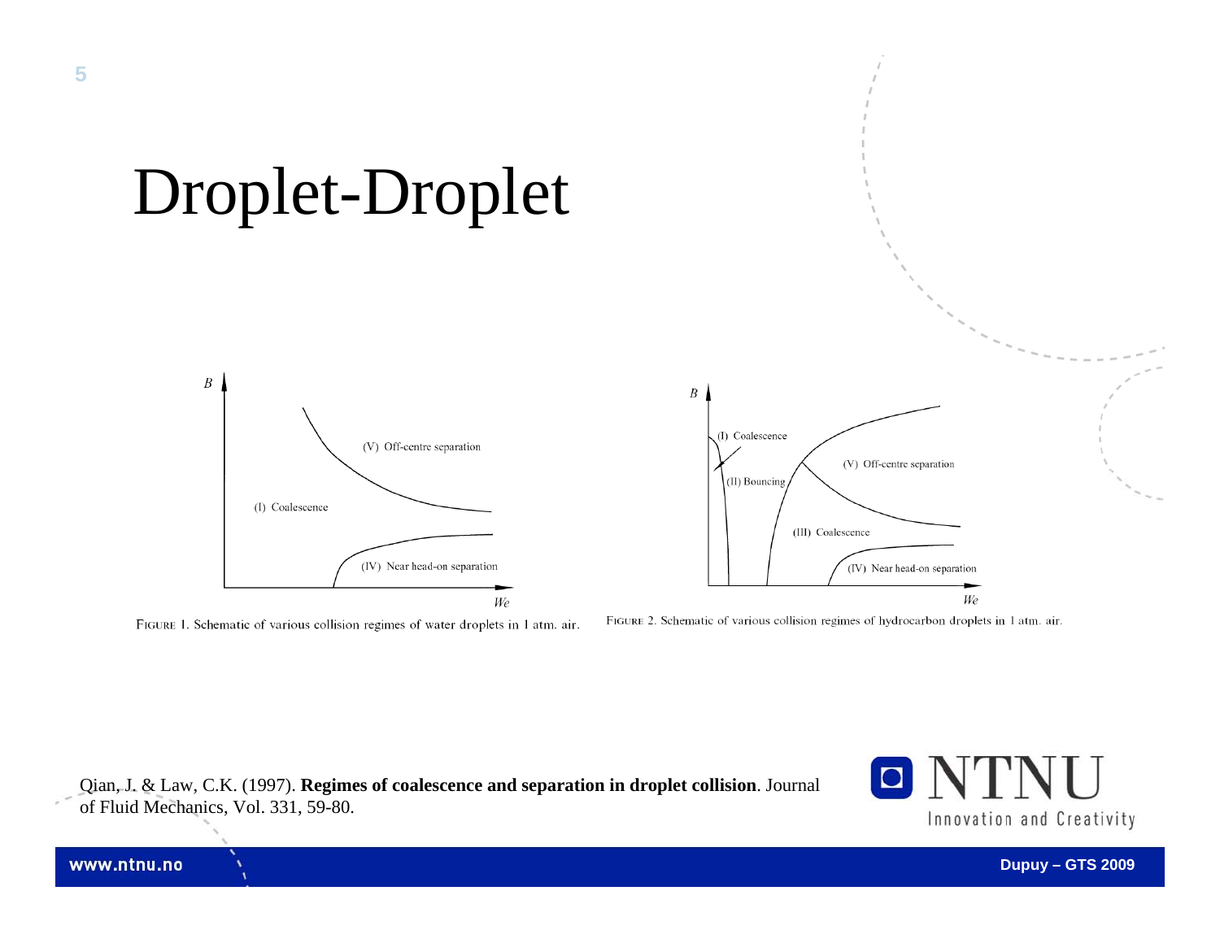# Droplet-Droplet

FIGURE 1. Schematic of various collision regimes of water droplets in 1 atm. air.

FIGURE 2. Schematic of various collision regimes of hydrocarbon droplets in 1 atm. air.

Qian, J. & Law, C.K. (1997). **Regimes of coalescence and separation in droplet collision**. Journal of Fluid Mechanics, Vol. 331, 59-80.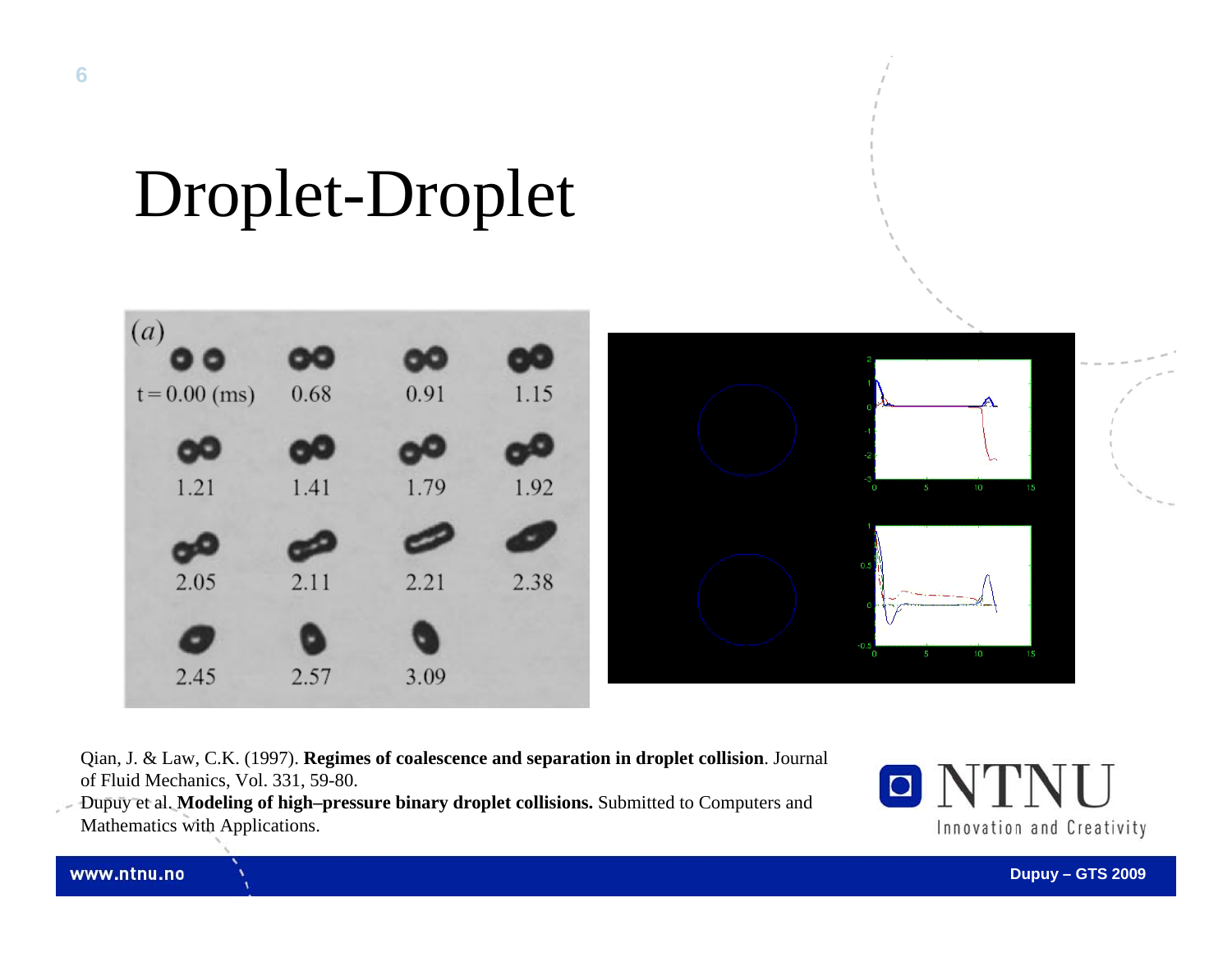# Droplet-Droplet

Qian, J. & Law, C.K. (1997). **Regimes of coalescence and separation in droplet collision**. Journal of Fluid Mechanics, Vol. 331, 59-80.

Dupuy et al. **Modeling of high–pressure binary droplet collisions.** Submitted to Computers and Mathematics with Applications.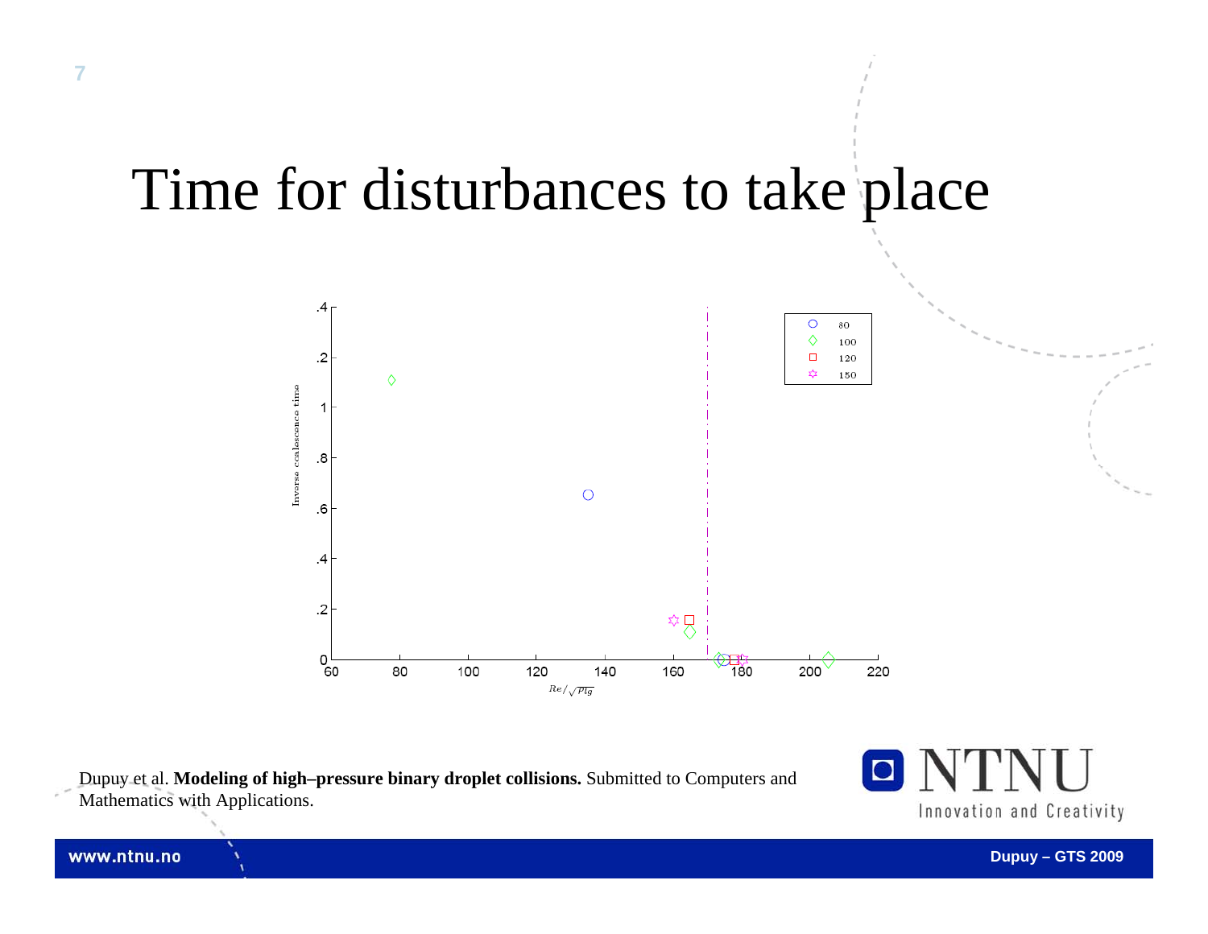# Time for disturbances to take place

Dupuy et al. **Modeling of high–pressure binary droplet collisions.** Submitted to Computers and Mathematics with Applications.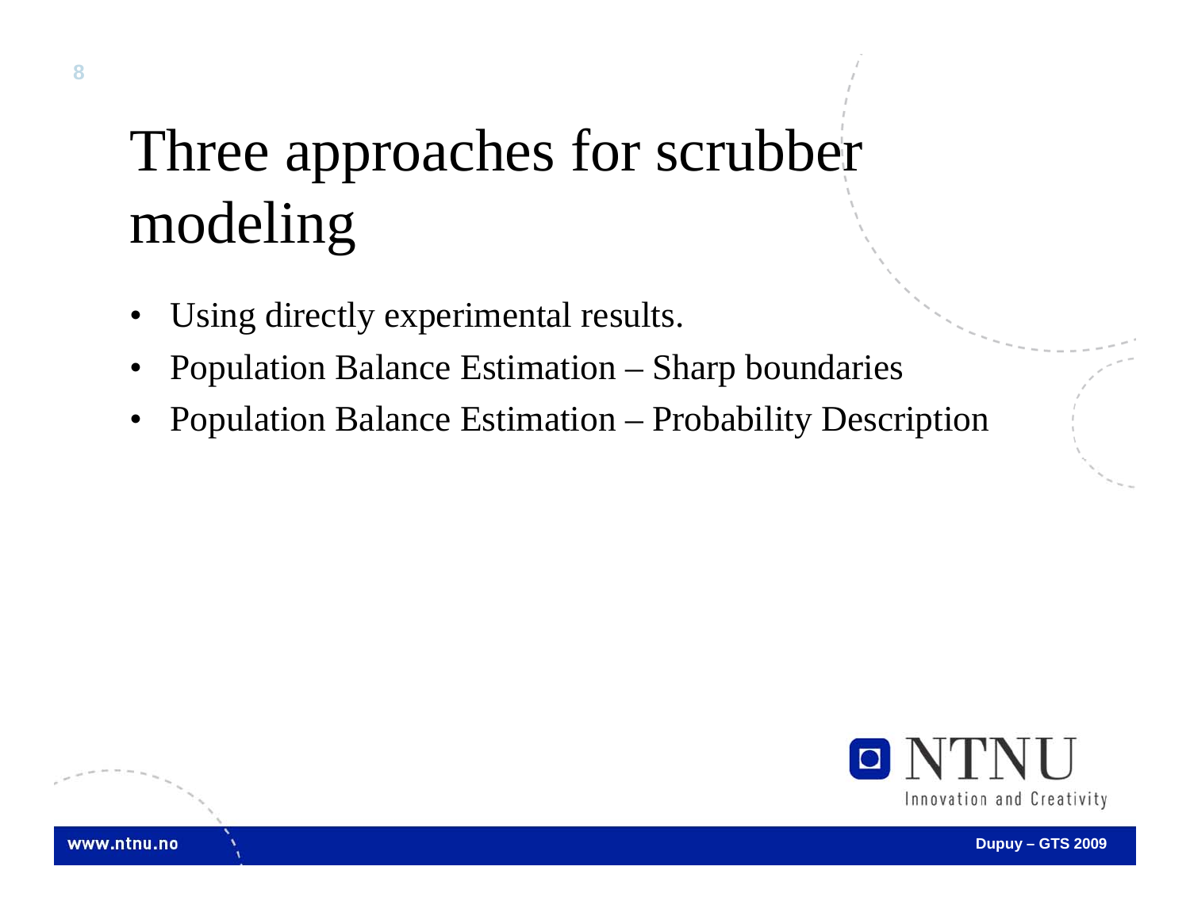# Three approaches for scrubber modeling

- Using directly experimental results.
- Population Balance Estimation – Sharp boundaries
- Population Balance Estimation – Probability Description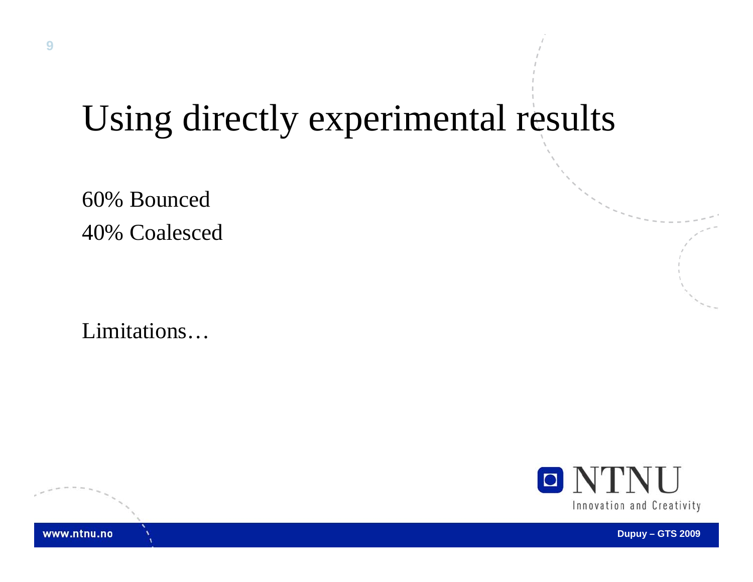# Using directly experimental results

60% Bounced

40% Coalesced

Limitations…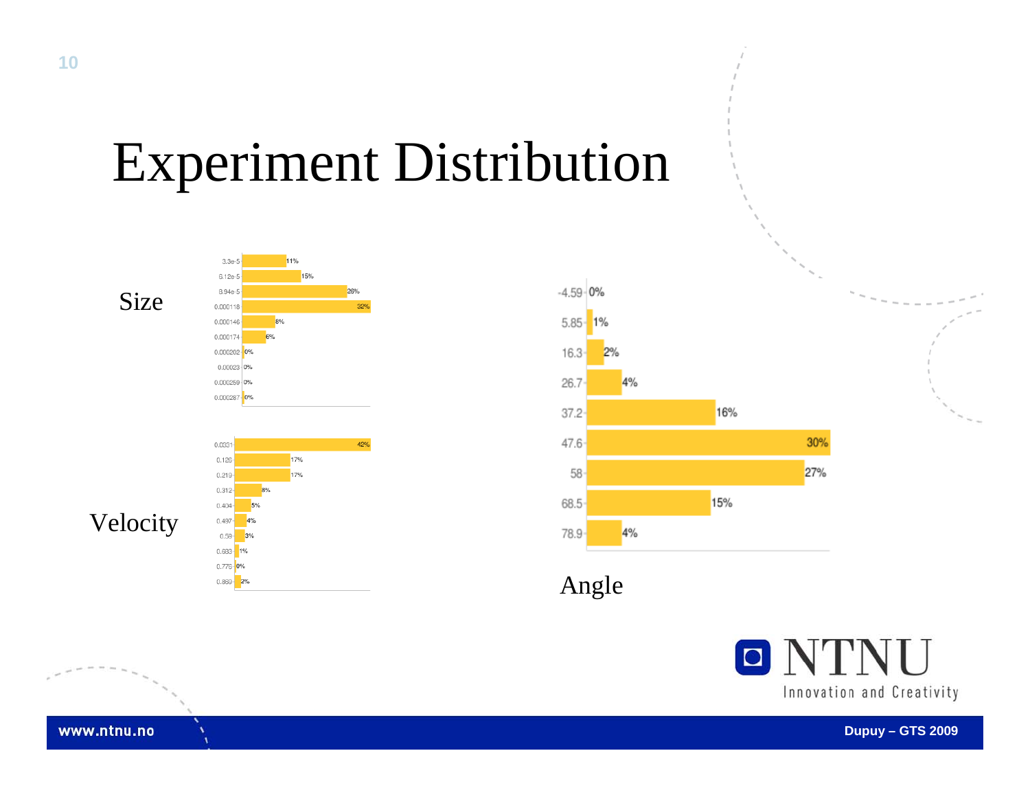# Experiment Distribution

**Size**

| Size | % |
|---|---|
| 3.3e-5 | 11% |
| 6.12e-5 | 15% |
| 8.94e-5 | 26% |
| 0.000118 | 32% |
| 0.000146 | 8% |
| 0.000174 | 6% |
| 0.000202 | 0% |
| 0.00023 | 0% |
| 0.000259 | 0% |
| 0.000287 | 0% |

**Velocity**

| Velocity | % |
|---|---|
| 0.0331 | 42% |
| 0.126 | 17% |
| 0.219 | 17% |
| 0.312 | 8% |
| 0.404 | 5% |
| 0.497 | 4% |
| 0.59 | 3% |
| 0.683 | 1% |
| 0.776 | 0% |
| 0.869 | 2% |

**Angle**

| Angle | % |
|---|---|
| -4.59 | 0% |
| 5.85 | 1% |
| 16.3 | 2% |
| 26.7 | 4% |
| 37.2 | 16% |
| 47.6 | 30% |
| 58 | 27% |
| 68.5 | 15% |
| 78.9 | 4% |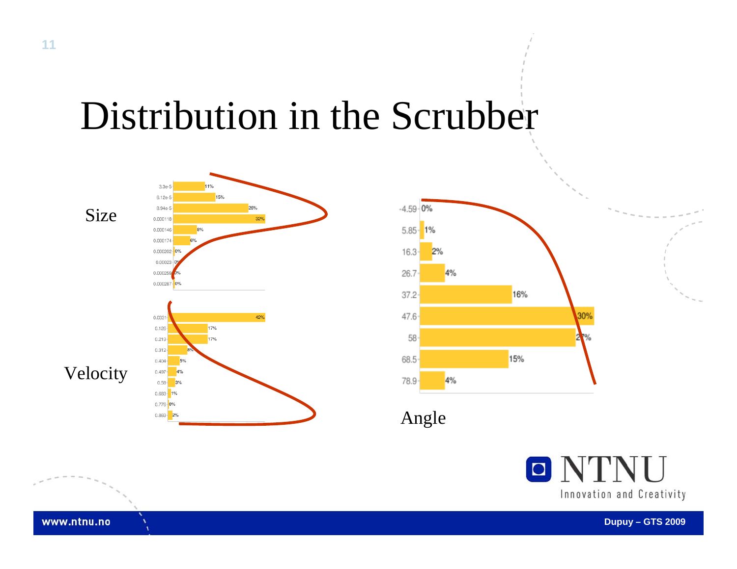# Distribution in the Scrubber

**Size**

| Size | % |
|---|---|
| 3.3e-5 | 11% |
| 6.12e-5 | 15% |
| 8.94e-5 | 26% |
| 0.000118 | 32% |
| 0.000146 | 8% |
| 0.000174 | 6% |
| 0.000202 | 0% |
| 0.00023 | 0% |
| 0.000259 | 0% |
| 0.000287 | 0% |

**Velocity**

| Velocity | % |
|---|---|
| 0.0331 | 42% |
| 0.126 | 17% |
| 0.219 | 17% |
| 0.312 | 8% |
| 0.404 | 5% |
| 0.497 | 4% |
| 0.59 | 3% |
| 0.683 | 1% |
| 0.776 | 0% |
| 0.869 | 2% |

**Angle**

| Angle | % |
|---|---|
| -4.59 | 0% |
| 5.85 | 1% |
| 16.3 | 2% |
| 26.7 | 4% |
| 37.2 | 16% |
| 47.6 | 30% |
| 58 | 27% |
| 68.5 | 15% |
| 78.9 | 4% |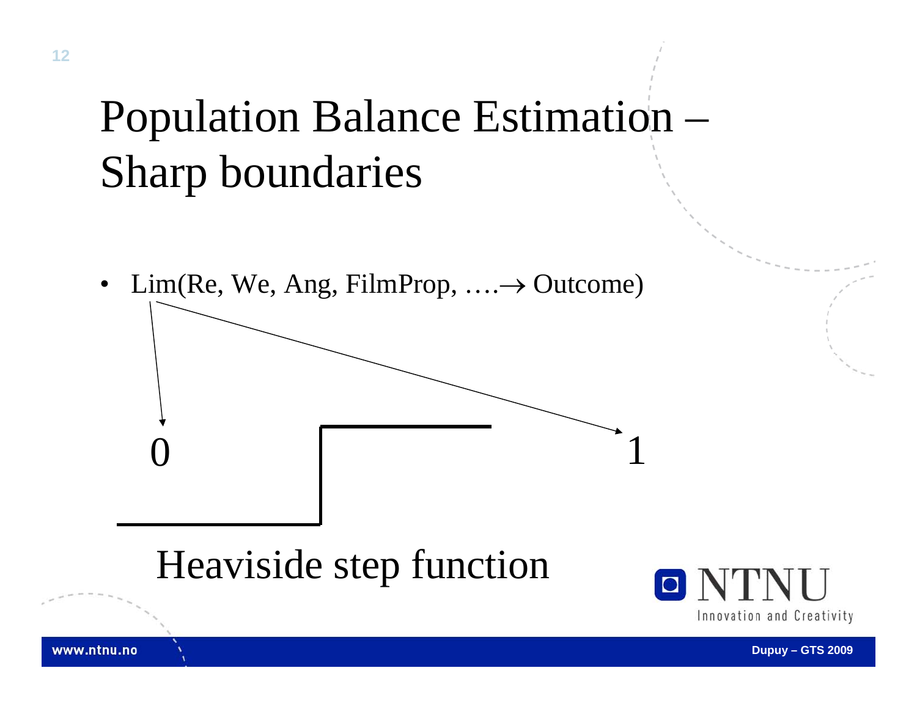# Population Balance Estimation – Sharp boundaries

- Lim(Re, We, Ang, FilmProp, ….→ Outcome)

0 1

Heaviside step function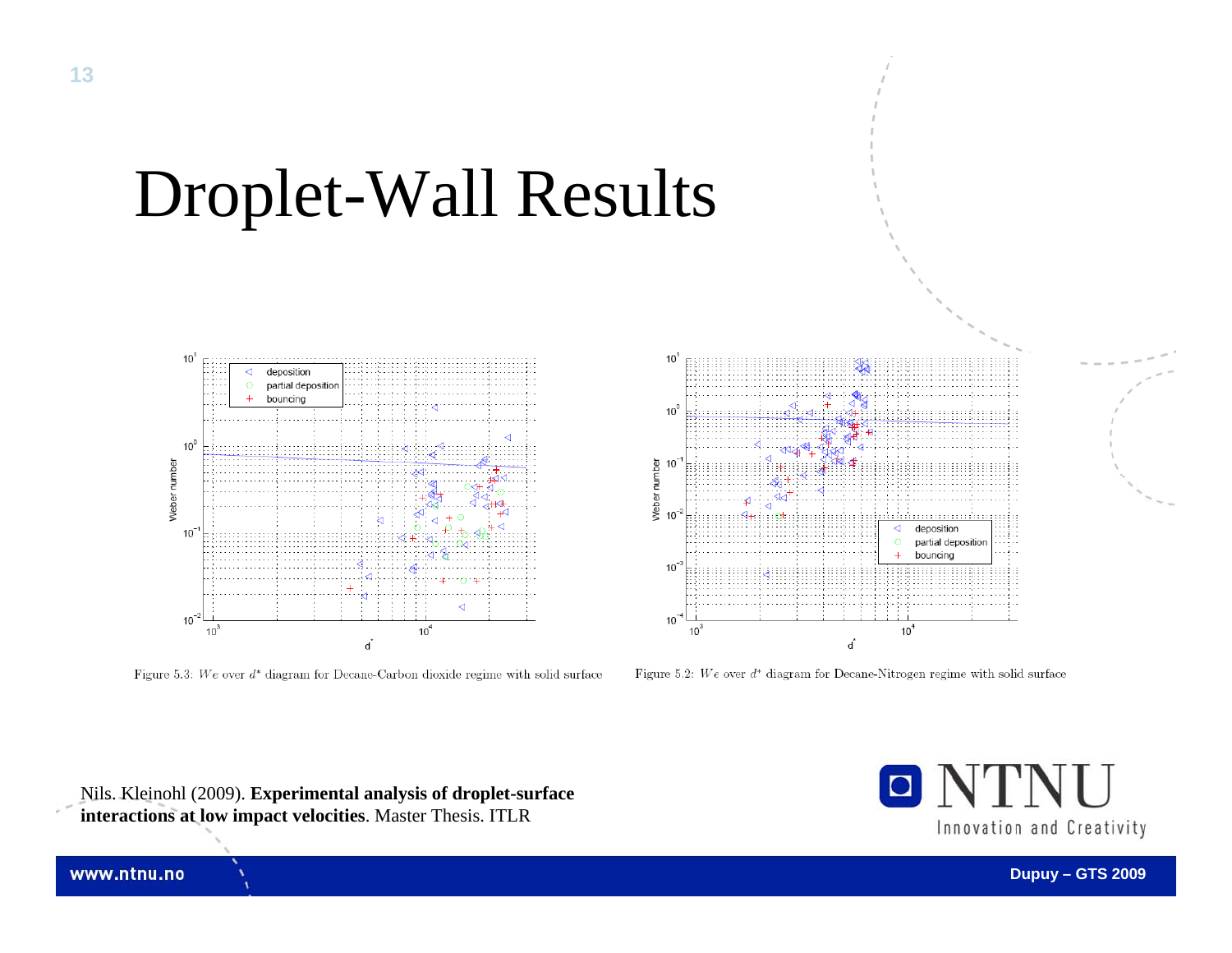# Droplet-Wall Results

Figure 5.3: $We$ over $d^*$ diagram for Decane-Carbon dioxide regime with solid surface

Figure 5.2: $We$ over $d^*$ diagram for Decane-Nitrogen regime with solid surface

Nils. Kleinohl (2009). **Experimental analysis of droplet-surface interactions at low impact velocities**. Master Thesis. ITLR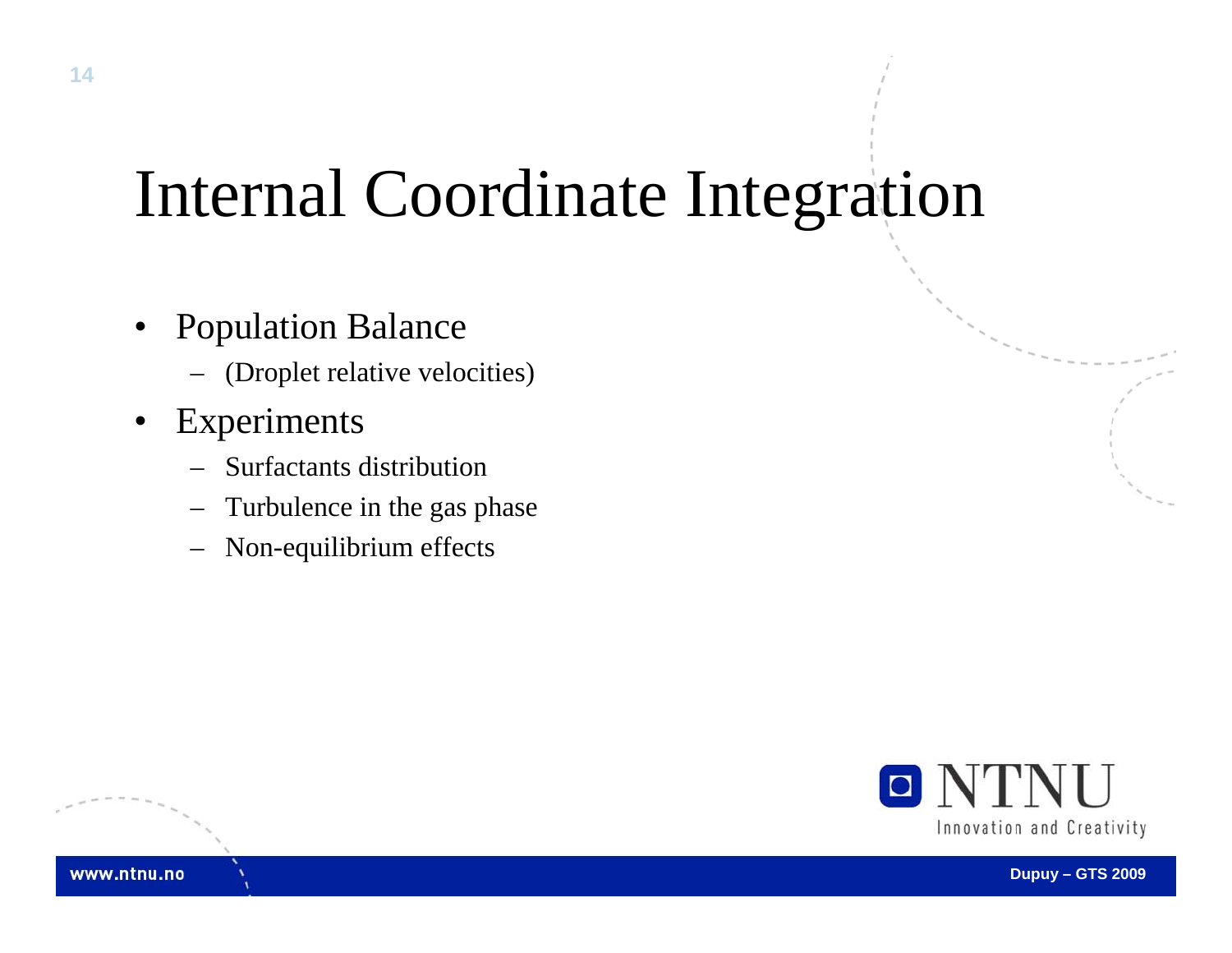# Internal Coordinate Integration

- Population Balance
  - (Droplet relative velocities)
- Experiments
  - Surfactants distribution
  - Turbulence in the gas phase
  - Non-equilibrium effects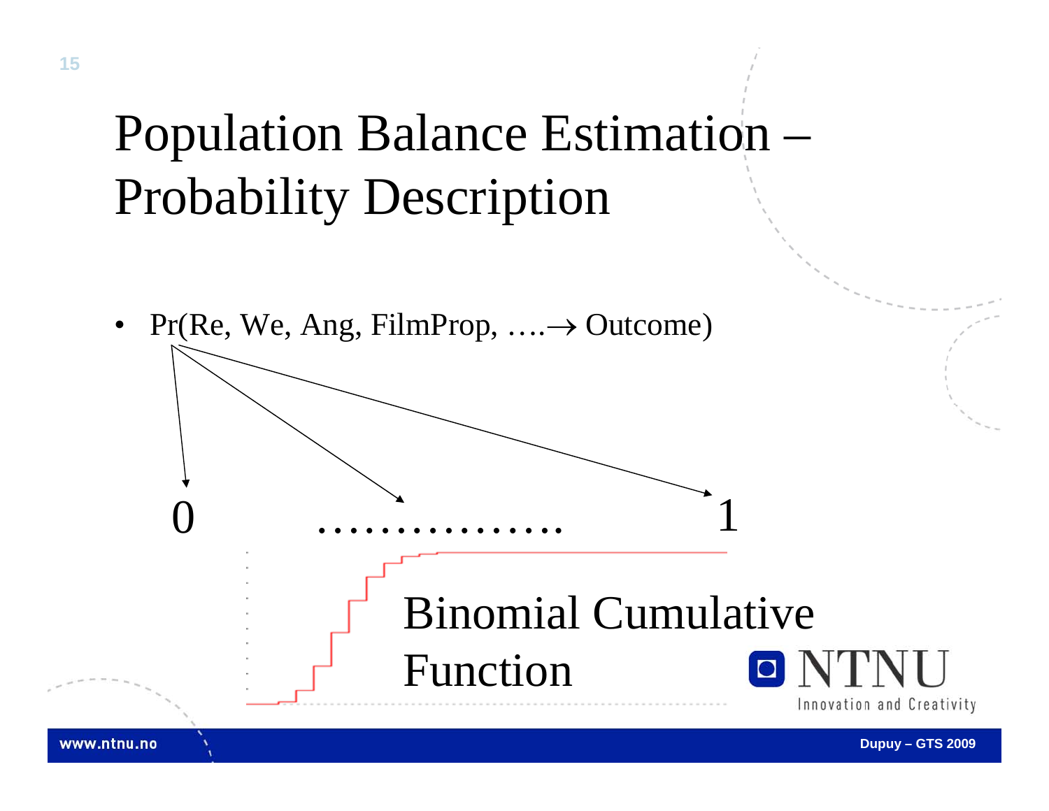# Population Balance Estimation – Probability Description

- Pr(Re, We, Ang, FilmProp, …. $\rightarrow$ Outcome)

0 ……………… 1

Binomial Cumulative Function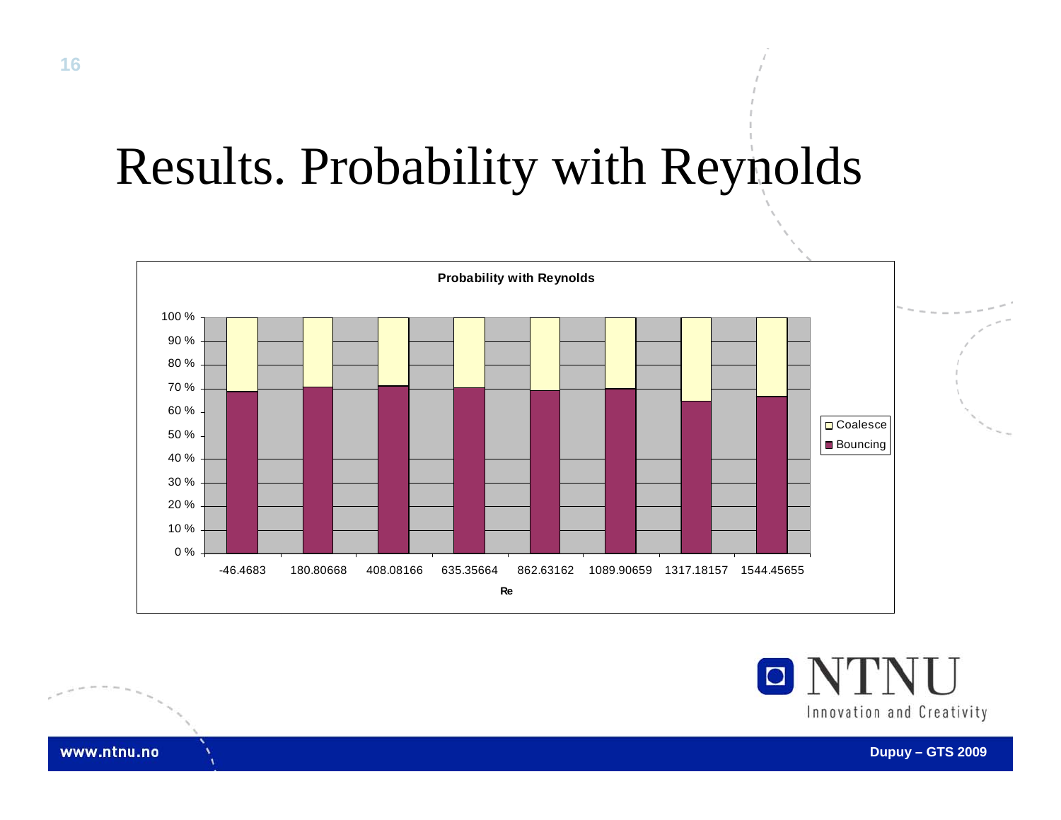# Results. Probability with Reynolds

**Probability with Reynolds**

| Re | Bouncing | Coalesce |
|---|---|---|
| -46.4683 | ~69 % | ~31 % |
| 180.80668 | ~71 % | ~29 % |
| 408.08166 | ~71 % | ~29 % |
| 635.35664 | ~70 % | ~30 % |
| 862.63162 | ~69 % | ~31 % |
| 1089.90659 | ~70 % | ~30 % |
| 1317.18157 | ~65 % | ~35 % |
| 1544.45655 | ~67 % | ~33 % |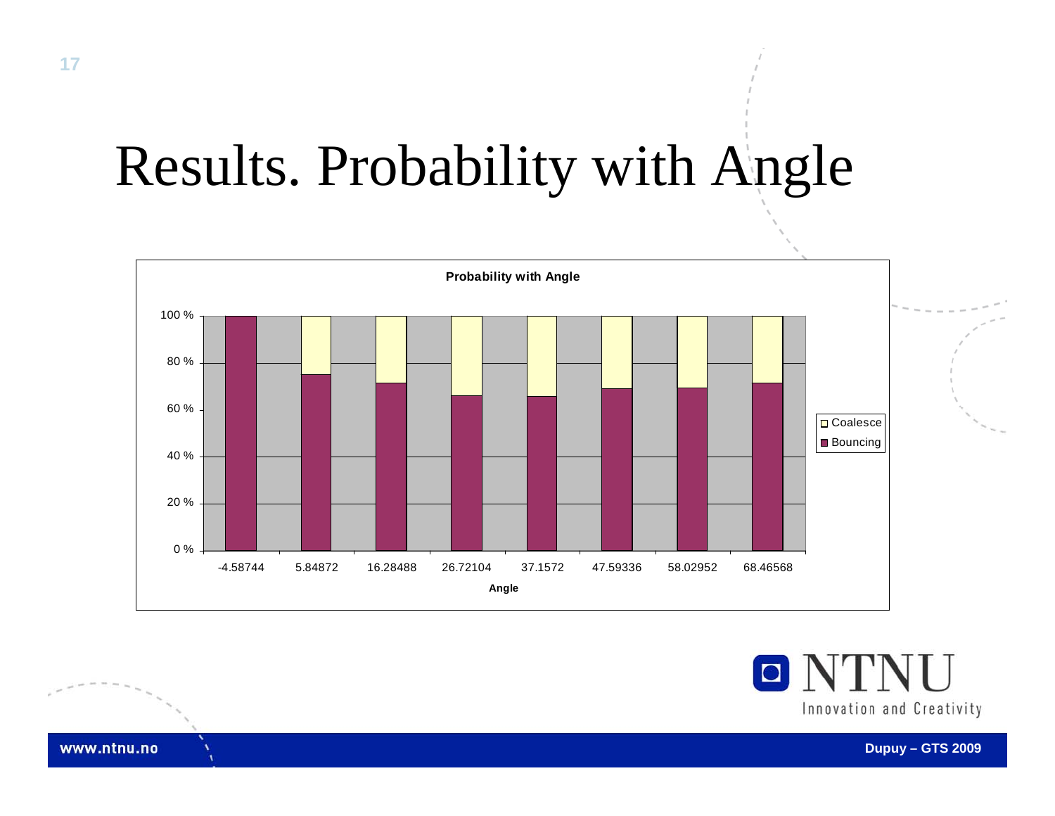# Results. Probability with Angle

**Probability with Angle**

| Angle | Bouncing | Coalesce |
|---|---|---|
| -4.58744 | 100 % | 0 % |
| 5.84872 | ~75 % | ~25 % |
| 16.28488 | ~71 % | ~29 % |
| 26.72104 | ~66 % | ~34 % |
| 37.1572 | ~66 % | ~34 % |
| 47.59336 | ~69 % | ~31 % |
| 58.02952 | ~69 % | ~31 % |
| 68.46568 | ~71 % | ~29 % |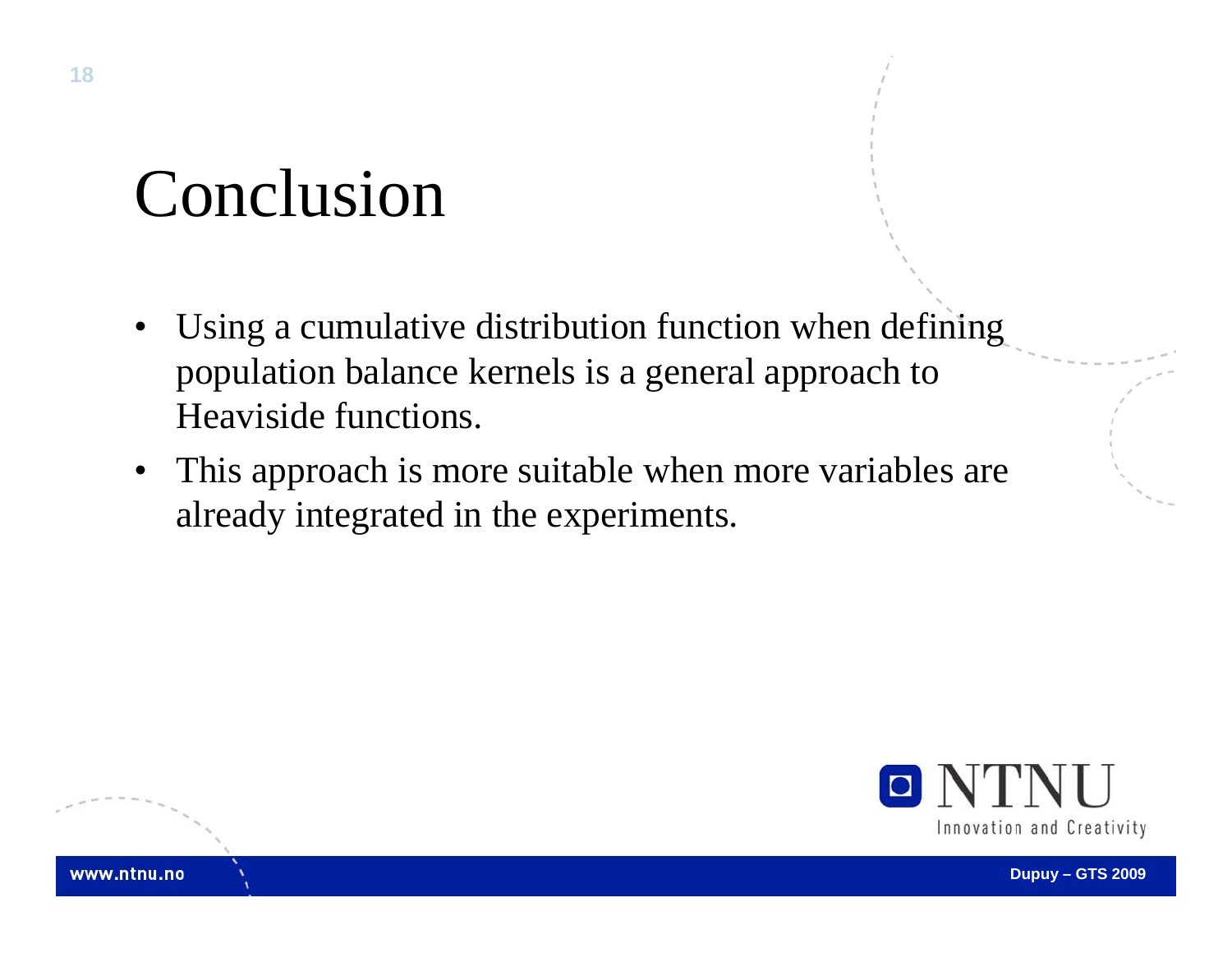# Conclusion

- Using a cumulative distribution function when defining population balance kernels is a general approach to Heaviside functions.
- This approach is more suitable when more variables are already integrated in the experiments.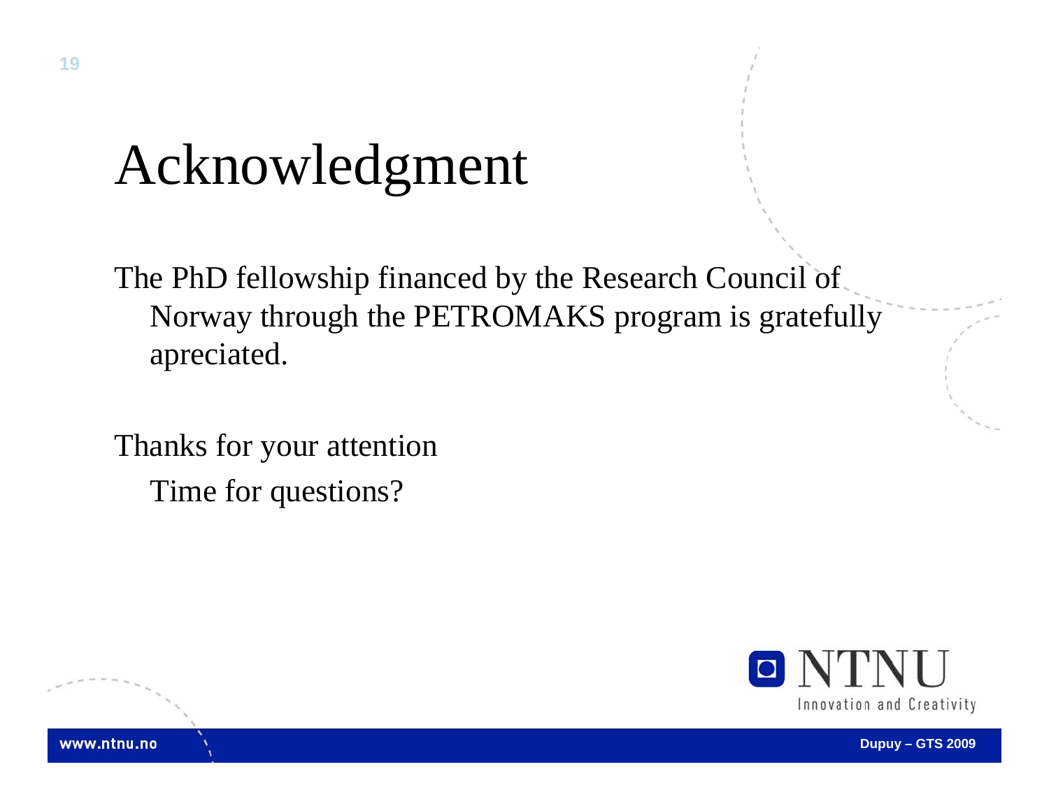# Acknowledgment

The PhD fellowship financed by the Research Council of Norway through the PETROMAKS program is gratefully apreciated.

Thanks for your attention

Time for questions?